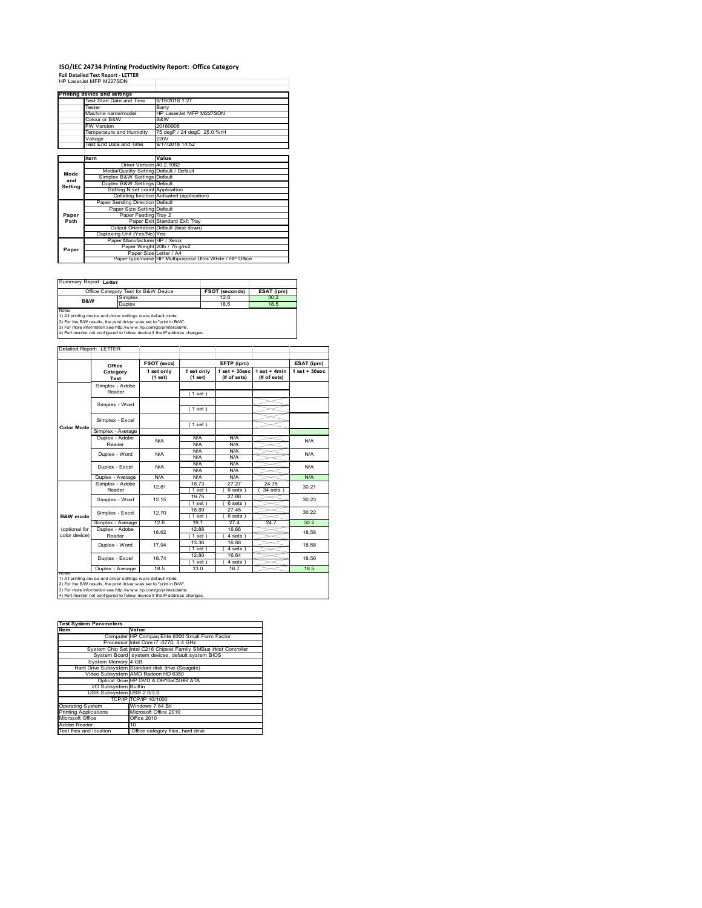# ISO/IEC 24734 Printing Productivity Report: Office Category

**Full Detailed Test Report - LETTER**

HP LaserJet MFP M227SDN

| Printing device and settings | |
|---|---|
| Test Start Date and Time | 9/19/2016 1:27 |
| Tester | Barry |
| Machine name/model | HP LaserJet MFP M227SDN |
| Colour or B&W | B&W |
| FW Version | 20160908 |
| Temperature and Humidity | 75 degF / 24 degC 25.0 %rH |
| Voltage | 220V |
| Test End Date and Time | 9/17/2018 14:52 |

| | Item | Value |
|---|---|---|
| Mode and Setting | Driver Version | 40.2.1082 |
| | Media/Quality Setting | Default / Default |
| | Simplex B&W Settings | Default |
| | Duplex B&W Settings | Default |
| | Setting N set count | Application |
| | Collating function | Activated (application) |
| Paper Path | Paper Sending Direction | Default |
| | Paper Size Setting | Default |
| | Paper Feeding | Tray 2 |
| | Paper Exit | Standard Exit Tray |
| | Output Orientation | Default (face down) |
| | Duplexing Unit (Yes/No) | Yes |
| Paper | Paper Manufacturer | HP / Xerox |
| | Paper Weight | 20lb / 75 g/m2 |
| | Paper Size | Letter / A4 |
| | Paper type/name | HP Multipurpose Ultra White / HP Office |

Summary Report: **Letter**

| Office Category Test for B&W Device | | FSOT (seconds) | ESAT (ipm) |
|---|---|---|---|
| B&W | Simplex | 12.6 | 30.2 |
| | Duplex | 18.5 | 18.5 |

Notes
1) All printing device and driver settings were default mode.
2) For the B/W results, the print driver was set to "print in B/W".
3) For more information see http://www.hp.com/go/printerclaims.
4) Port monitor not configured to follow device if the IP address changes.

Detailed Report: LETTER

| | Office Category Test | FSOT (secs) 1 set only (1 set) | EFTP (ipm) 1 set only (1 set) | EFTP (ipm) 1 set + 30sec (# of sets) | EFTP (ipm) 1 set + 4min (# of sets) | ESAT (ipm) 1 set + 30sec |
|---|---|---|---|---|---|---|
| Color Mode | Simplex - Adobe Reader | | ( 1 set ) | | | |
| | Simplex - Word | | ( 1 set ) | | | |
| | Simplex - Excel | | ( 1 set ) | | | |
| | Simplex - Average | | | | | |
| | Duplex - Adobe Reader | N/A | N/A / N/A | N/A / N/A | | N/A |
| | Duplex - Word | N/A | N/A / N/A | N/A / N/A | | N/A |
| | Duplex - Excel | N/A | N/A / N/A | N/A / N/A | | N/A |
| | Duplex - Average | N/A | N/A | N/A | | N/A |
| B&W mode (optional for color device) | Simplex - Adobe Reader | 12.81 | 18.73 ( 1 set ) | 27.27 ( 6 sets ) | 24.78 ( 34 sets ) | 30.21 |
| | Simplex - Word | 12.15 | 19.75 ( 1 set ) | 27.66 ( 6 sets ) | | 30.23 |
| | Simplex - Excel | 12.70 | 18.89 ( 1 set ) | 27.45 ( 6 sets ) | | 30.22 |
| | Simplex - Average | 12.6 | 19.1 | 27.4 | 24.7 | 30.2 |
| | Duplex - Adobe Reader | 18.62 | 12.88 ( 1 set ) | 16.66 ( 4 sets ) | | 18.58 |
| | Duplex - Word | 17.94 | 13.36 ( 1 set ) | 16.88 ( 4 sets ) | | 18.58 |
| | Duplex - Excel | 18.74 | 12.80 ( 1 set ) | 16.64 ( 4 sets ) | | 18.56 |
| | Duplex - Average | 18.5 | 13.0 | 16.7 | | 18.5 |

Notes
1) All printing device and driver settings were default mode.
2) For the B/W results, the print driver was set to "print in B/W".
3) For more information see http://www.hp.com/go/printerclaims.
4) Port monitor not configured to follow device if the IP address changes.

| Test System Parameters | |
|---|---|
| **Item** | **Value** |
| Computer | HP Compaq Elite 8300 Small Form Factor |
| Processor | Intel Core i7 -3770, 3.4 GHz |
| System Chip Set | Intel C216 Chipset Family SMBus Host Controller |
| System Board | system devices, default system BIOS |
| System Memory | 4 GB |
| Hard Drive Subsystem | Standard disk drive (Seagate) |
| Video Subsystem | AMD Radeon HD 6350 |
| Optical Drive | HP DVD A DH16aCSHR ATA |
| I/O Subsystem | Builtin |
| USB Subsystem | USB 2.0/3.0 |
| TCP/IP | TCP/IP 10/1000 |
| Operating System | Windows 7 64 Bit |
| Printing Applications | Microsoft Office 2010 |
| Microsoft Office | Office 2010 |
| Adobe Reader | 10 |
| Test files and location | Office category files, hard drive |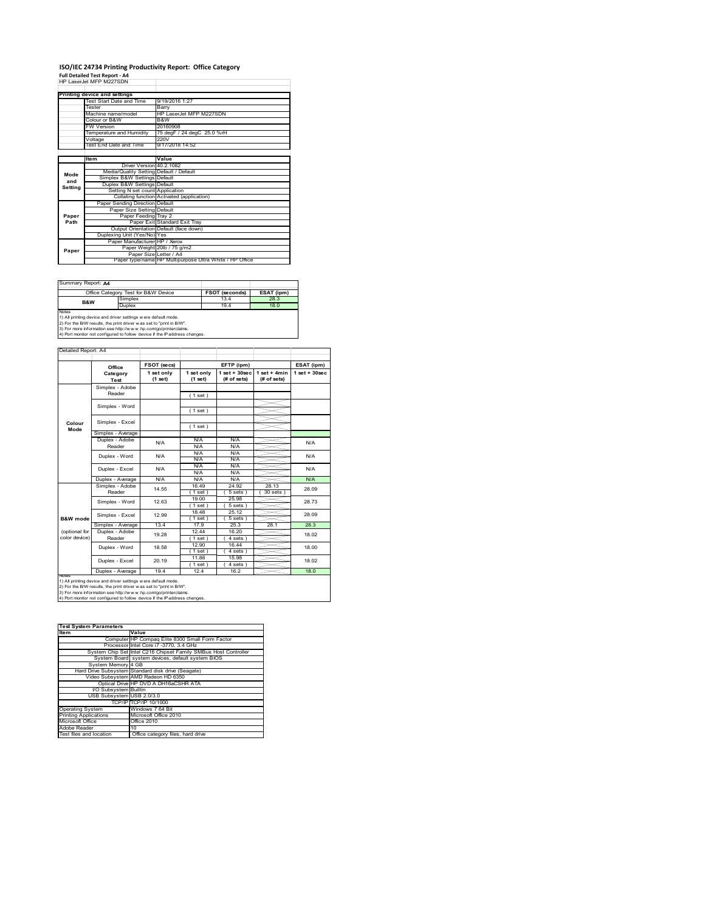# ISO/IEC 24734 Printing Productivity Report: Office Category

**Full Detailed Test Report - A4**

HP LaserJet MFP M227SDN

| Printing device and settings | |
|---|---|
| Test Start Date and Time | 9/19/2016 1:27 |
| Tester | Barry |
| Machine name/model | HP LaserJet MFP M227SDN |
| Colour or B&W | B&W |
| FW Version | 20160908 |
| Temperature and Humidity | 75 degF / 24 degC 25.0 %rH |
| Voltage | 220V |
| Test End Date and Time | 9/17/2018 14:52 |

| | Item | Value |
|---|---|---|
| Mode and Setting | Driver Version | 40.2.1082 |
| | Media/Quality Setting | Default / Default |
| | Simplex B&W Settings | Default |
| | Duplex B&W Settings | Default |
| | Setting N set count | Application |
| | Collating function | Activated (application) |
| Paper Path | Paper Sending Direction | Default |
| | Paper Size Setting | Default |
| | Paper Feeding | Tray 2 |
| | Paper Exit | Standard Exit Tray |
| | Output Orientation | Default (face down) |
| | Duplexing Unit (Yes/No) | Yes |
| Paper | Paper Manufacturer | HP / Xerox |
| | Paper Weight | 20lb / 75 g/m2 |
| | Paper Size | Letter / A4 |
| | Paper type/name | HP Multipurpose Ultra White / HP Office |

Summary Report: **A4**

| Office Category Test for B&W Device | | FSOT (seconds) | ESAT (ipm) |
|---|---|---|---|
| B&W | Simplex | 13.4 | 28.3 |
| | Duplex | 19.4 | 18.0 |

Notes
1) All printing device and driver settings were default mode.
2) For the B/W results, the print driver was set to "print in B/W".
3) For more information see http://www.hp.com/go/printerclaims.
4) Port monitor not configured to follow device if the IP address changes.

Detailed Report: A4

| | Office Category Test | FSOT (secs) 1 set only (1 set) | EFTP (ipm) 1 set only (1 set) | EFTP (ipm) 1 set + 30sec (# of sets) | EFTP (ipm) 1 set + 4min (# of sets) | ESAT (ipm) 1 set + 30sec |
|---|---|---|---|---|---|---|
| Colour Mode | Simplex - Adobe Reader | | ( 1 set ) | | | |
| | Simplex - Word | | ( 1 set ) | | | |
| | Simplex - Excel | | ( 1 set ) | | | |
| | Simplex - Average | | | | | |
| | Duplex - Adobe Reader | N/A | N/A N/A | N/A N/A | | N/A |
| | Duplex - Word | N/A | N/A N/A | N/A N/A | | N/A |
| | Duplex - Excel | N/A | N/A N/A | N/A N/A | | N/A |
| | Duplex - Average | N/A | N/A | N/A | | N/A |
| B&W mode (optional for color device) | Simplex - Adobe Reader | 14.55 | 16.49 ( 1 set ) | 24.92 ( 5 sets ) | 28.13 ( 30 sets ) | 28.09 |
| | Simplex - Word | 12.63 | 19.00 ( 1 set ) | 25.98 ( 5 sets ) | | 28.73 |
| | Simplex - Excel | 12.99 | 18.48 ( 1 set ) | 25.12 ( 5 sets ) | | 28.09 |
| | Simplex - Average | 13.4 | 17.9 | 25.3 | 28.1 | 28.3 |
| | Duplex - Adobe Reader | 19.28 | 12.44 ( 1 set ) | 16.20 ( 4 sets ) | | 18.02 |
| | Duplex - Word | 18.58 | 12.90 ( 1 set ) | 16.44 ( 4 sets ) | | 18.00 |
| | Duplex - Excel | 20.19 | 11.88 ( 1 set ) | 15.98 ( 4 sets ) | | 18.02 |
| | Duplex - Average | 19.4 | 12.4 | 16.2 | | 18.0 |

Notes
1) All printing device and driver settings were default mode.
2) For the B/W results, the print driver was set to "print in B/W".
3) For more information see http://www.hp.com/go/printerclaims.
4) Port monitor not configured to follow device if the IP address changes.

| Test System Parameters | |
|---|---|
| **Item** | **Value** |
| Computer | HP Compaq Elite 8300 Small Form Factor |
| Processor | Intel Core i7 -3770, 3.4 GHz |
| System Chip Set | Intel C216 Chipset Family SMBus Host Controller |
| System Board | system devices, default system BIOS |
| System Memory | 4 GB |
| Hard Drive Subsystem | Standard disk drive (Seagate) |
| Video Subsystem | AMD Radeon HD 6350 |
| Optical Drive | HP DVD A DH16aCSHR ATA |
| I/O Subsystem | Builtin |
| USB Subsystem | USB 2.0/3.0 |
| TCP/IP | TCP/IP 10/1000 |
| Operating System | Windows 7 64 Bit |
| Printing Applications | Microsoft Office 2010 |
| Microsoft Office | Office 2010 |
| Adobe Reader | 10 |
| Test files and location | Office category files, hard drive |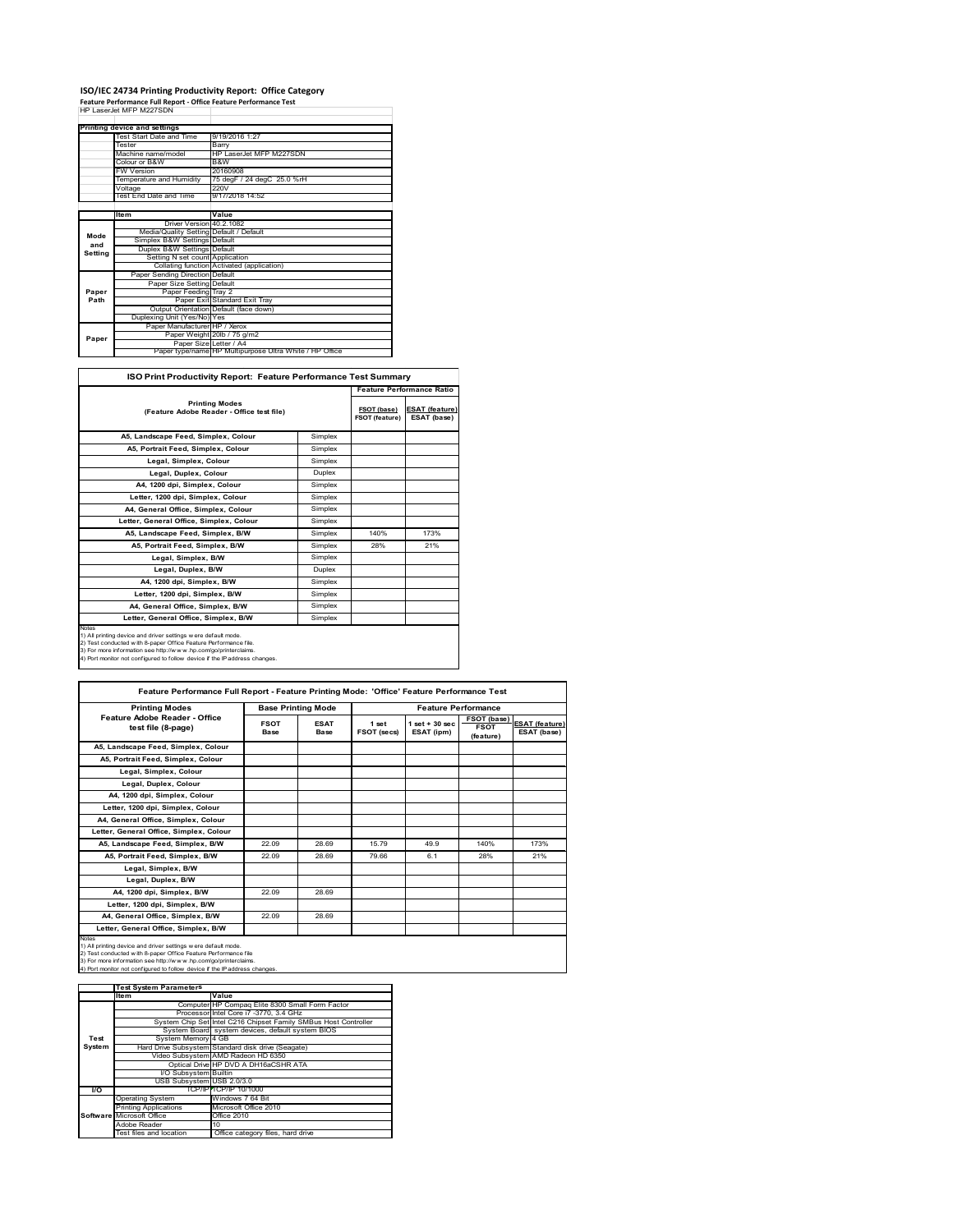# ISO/IEC 24734 Printing Productivity Report: Office Category

**Feature Performance Full Report - Office Feature Performance Test**

HP LaserJet MFP M227SDN

| Printing device and settings | |
|---|---|
| Test Start Date and Time | 9/19/2016 1:27 |
| Tester | Barry |
| Machine name/model | HP LaserJet MFP M227SDN |
| Colour or B&W | B&W |
| FW Version | 20160908 |
| Temperature and Humidity | 75 degF / 24 degC 25.0 %rH |
| Voltage | 220V |
| Test End Date and Time | 9/17/2018 14:52 |

| | Item | Value |
|---|---|---|
| Mode and Setting | Driver Version | 40.2.1082 |
| | Media/Quality Setting | Default / Default |
| | Simplex B&W Settings | Default |
| | Duplex B&W Settings | Default |
| | Setting N set count | Application |
| | Collating function | Activated (application) |
| Paper Path | Paper Sending Direction | Default |
| | Paper Size Setting | Default |
| | Paper Feeding | Tray 2 |
| | Paper Exit | Standard Exit Tray |
| | Output Orientation | Default (face down) |
| | Duplexing Unit (Yes/No) | Yes |
| Paper | Paper Manufacturer | HP / Xerox |
| | Paper Weight | 20lb / 75 g/m2 |
| | Paper Size | Letter / A4 |
| | Paper type/name | HP Multipurpose Ultra White / HP Office |

## ISO Print Productivity Report: Feature Performance Test Summary

| Printing Modes (Feature Adobe Reader - Office test file) | | Feature Performance Ratio | |
|---|---|---|---|
| | | FSOT (base) / FSOT (feature) | ESAT (feature) / ESAT (base) |
| A5, Landscape Feed, Simplex, Colour | Simplex | | |
| A5, Portrait Feed, Simplex, Colour | Simplex | | |
| Legal, Simplex, Colour | Simplex | | |
| Legal, Duplex, Colour | Duplex | | |
| A4, 1200 dpi, Simplex, Colour | Simplex | | |
| Letter, 1200 dpi, Simplex, Colour | Simplex | | |
| A4, General Office, Simplex, Colour | Simplex | | |
| Letter, General Office, Simplex, Colour | Simplex | | |
| A5, Landscape Feed, Simplex, B/W | Simplex | 140% | 173% |
| A5, Portrait Feed, Simplex, B/W | Simplex | 28% | 21% |
| Legal, Simplex, B/W | Simplex | | |
| Legal, Duplex, B/W | Duplex | | |
| A4, 1200 dpi, Simplex, B/W | Simplex | | |
| Letter, 1200 dpi, Simplex, B/W | Simplex | | |
| A4, General Office, Simplex, B/W | Simplex | | |
| Letter, General Office, Simplex, B/W | Simplex | | |

Notes
1) All printing device and driver settings were default mode.
2) Test conducted with 8-paper Office Feature Performance file.
3) For more information see http://www.hp.com/go/printerclaims.
4) Port monitor not configured to follow device if the IP address changes.

## Feature Performance Full Report - Feature Printing Mode: 'Office' Feature Performance Test

| Printing Modes Feature Adobe Reader - Office test file (8-page) | Base Printing Mode | | Feature Performance | | | |
|---|---|---|---|---|---|---|
| | FSOT Base | ESAT Base | 1 set FSOT (secs) | 1 set + 30 sec ESAT (ipm) | FSOT (base) / FSOT (feature) | ESAT (feature) / ESAT (base) |
| A5, Landscape Feed, Simplex, Colour | | | | | | |
| A5, Portrait Feed, Simplex, Colour | | | | | | |
| Legal, Simplex, Colour | | | | | | |
| Legal, Duplex, Colour | | | | | | |
| A4, 1200 dpi, Simplex, Colour | | | | | | |
| Letter, 1200 dpi, Simplex, Colour | | | | | | |
| A4, General Office, Simplex, Colour | | | | | | |
| Letter, General Office, Simplex, Colour | | | | | | |
| A5, Landscape Feed, Simplex, B/W | 22.09 | 28.69 | 15.79 | 49.9 | 140% | 173% |
| A5, Portrait Feed, Simplex, B/W | 22.09 | 28.69 | 79.66 | 6.1 | 28% | 21% |
| Legal, Simplex, B/W | | | | | | |
| Legal, Duplex, B/W | | | | | | |
| A4, 1200 dpi, Simplex, B/W | 22.09 | 28.69 | | | | |
| Letter, 1200 dpi, Simplex, B/W | | | | | | |
| A4, General Office, Simplex, B/W | 22.09 | 28.69 | | | | |
| Letter, General Office, Simplex, B/W | | | | | | |

Notes
1) All printing device and driver settings were default mode.
2) Test conducted with 8-paper Office Feature Performance file
3) For more information see http://www.hp.com/go/printerclaims.
4) Port monitor not configured to follow device if the IP address changes.

| | Test System Parameters | |
|---|---|---|
| | Item | Value |
| Test System | Computer | HP Compaq Elite 8300 Small Form Factor |
| | Processor | Intel Core i7 -3770, 3.4 GHz |
| | System Chip Set | Intel C216 Chipset Family SMBus Host Controller |
| | System Board | system devices, default system BIOS |
| | System Memory | 4 GB |
| | Hard Drive Subsystem | Standard disk drive (Seagate) |
| | Video Subsystem | AMD Radeon HD 6350 |
| | Optical Drive | HP DVD A DH16aCSHR ATA |
| | I/O Subsystem | Builtin |
| | USB Subsystem | USB 2.0/3.0 |
| I/O | TCP/IP | TCP/IP 10/1000 |
| Software | Operating System | Windows 7 64 Bit |
| | Printing Applications | Microsoft Office 2010 |
| | Microsoft Office | Office 2010 |
| | Adobe Reader | 10 |
| | Test files and location | Office category files, hard drive |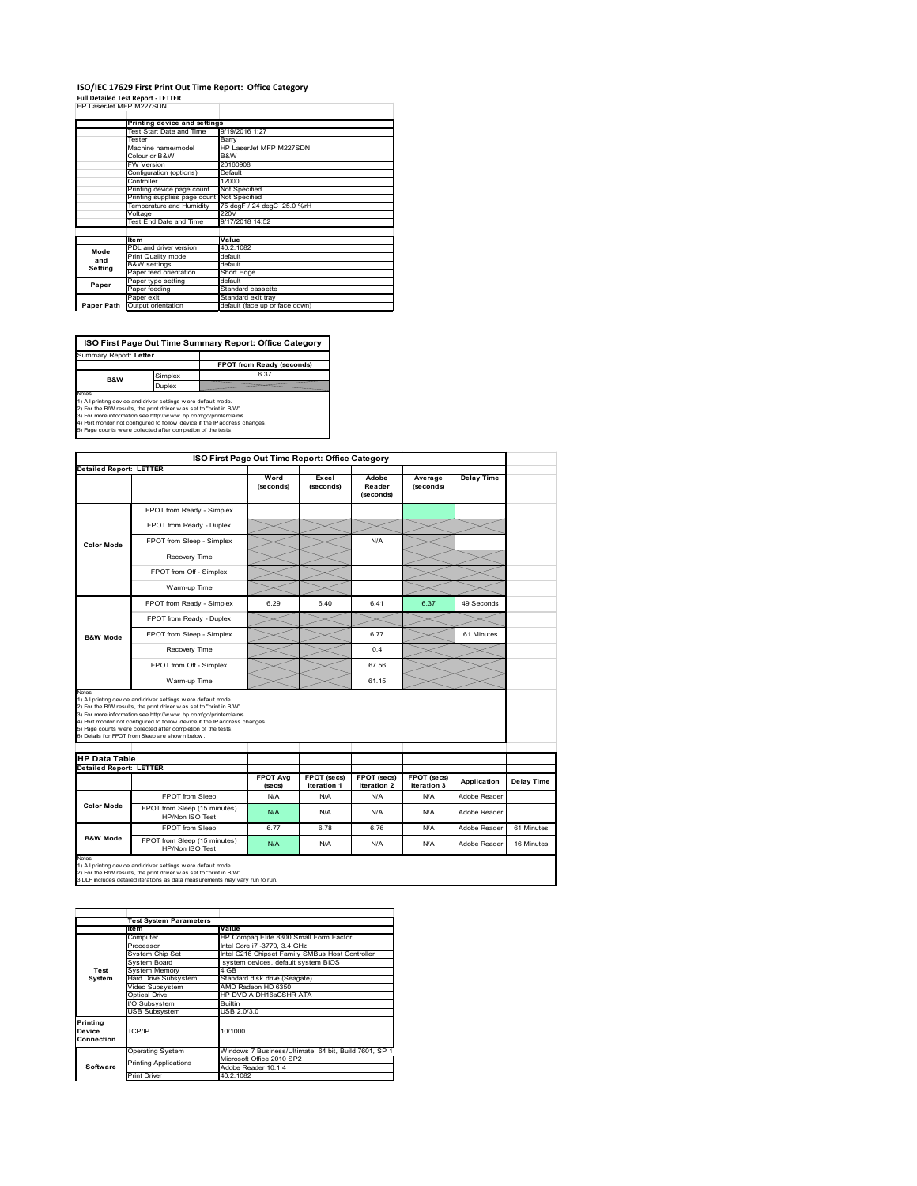# ISO/IEC 17629 First Print Out Time Report: Office Category

**Full Detailed Test Report - LETTER**

HP LaserJet MFP M227SDN

| | Printing device and settings | |
|---|---|---|
| | Test Start Date and Time | 9/19/2016 1:27 |
| | Tester | Barry |
| | Machine name/model | HP LaserJet MFP M227SDN |
| | Colour or B&W | B&W |
| | FW Version | 20160908 |
| | Configuration (options) | Default |
| | Controller | 12000 |
| | Printing device page count | Not Specified |
| | Printing supplies page count | Not Specified |
| | Temperature and Humidity | 75 degF / 24 degC 25.0 %rH |
| | Voltage | 220V |
| | Test End Date and Time | 9/17/2018 14:52 |

| | Item | Value |
|---|---|---|
| Mode and Setting | PDL and driver version | 40.2.1082 |
| | Print Quality mode | default |
| | B&W settings | default |
| | Paper feed orientation | Short Edge |
| Paper | Paper type setting | default |
| | Paper feeding | Standard cassette |
| Paper Path | Paper exit | Standard exit tray |
| | Output orientation | default (face up or face down) |

## ISO First Page Out Time Summary Report: Office Category

Summary Report: **Letter**

| | | FPOT from Ready (seconds) |
|---|---|---|
| B&W | Simplex | 6.37 |
| | Duplex | |

Notes
1) All printing device and driver settings were default mode.
2) For the B/W results, the print driver was set to "print in B/W".
3) For more information see http://www.hp.com/go/printerclaims.
4) Port monitor not configured to follow device if the IP address changes.
5) Page counts were collected after completion of the tests.

## ISO First Page Out Time Report: Office Category

**Detailed Report: LETTER**

| | | Word (seconds) | Excel (seconds) | Adobe Reader (seconds) | Average (seconds) | Delay Time |
|---|---|---|---|---|---|---|
| Color Mode | FPOT from Ready - Simplex | | | | | |
| | FPOT from Ready - Duplex | | | | | |
| | FPOT from Sleep - Simplex | | | N/A | | |
| | Recovery Time | | | | | |
| | FPOT from Off - Simplex | | | | | |
| | Warm-up Time | | | | | |
| B&W Mode | FPOT from Ready - Simplex | 6.29 | 6.40 | 6.41 | 6.37 | 49 Seconds |
| | FPOT from Ready - Duplex | | | | | |
| | FPOT from Sleep - Simplex | | | 6.77 | | 61 Minutes |
| | Recovery Time | | | 0.4 | | |
| | FPOT from Off - Simplex | | | 67.56 | | |
| | Warm-up Time | | | 61.15 | | |

Notes
1) All printing device and driver settings were default mode.
2) For the B/W results, the print driver was set to "print in B/W".
3) For more information see http://www.hp.com/go/printerclaims.
4) Port monitor not configured to follow device if the IP address changes.
5) Page counts were collected after completion of the tests.
6) Details for FPOT from Sleep are shown below.

## HP Data Table

**Detailed Report: LETTER**

| | | FPOT Avg (secs) | FPOT (secs) Iteration 1 | FPOT (secs) Iteration 2 | FPOT (secs) Iteration 3 | Application | Delay Time |
|---|---|---|---|---|---|---|---|
| Color Mode | FPOT from Sleep | N/A | N/A | N/A | N/A | Adobe Reader | |
| | FPOT from Sleep (15 minutes) HP/Non ISO Test | N/A | N/A | N/A | N/A | Adobe Reader | |
| B&W Mode | FPOT from Sleep | 6.77 | 6.78 | 6.76 | N/A | Adobe Reader | 61 Minutes |
| | FPOT from Sleep (15 minutes) HP/Non ISO Test | N/A | N/A | N/A | N/A | Adobe Reader | 16 Minutes |

Notes
1) All printing device and driver settings were default mode.
2) For the B/W results, the print driver was set to "print in B/W".
3 DLP includes detailed iterations as data measurements may vary run to run.

| | Test System Parameters | |
|---|---|---|
| | Item | Value |
| Test System | Computer | HP Compaq Elite 8300 Small Form Factor |
| | Processor | Intel Core i7 -3770, 3.4 GHz |
| | System Chip Set | Intel C216 Chipset Family SMBus Host Controller |
| | System Board | system devices, default system BIOS |
| | System Memory | 4 GB |
| | Hard Drive Subsystem | Standard disk drive (Seagate) |
| | Video Subsystem | AMD Radeon HD 6350 |
| | Optical Drive | HP DVD A DH16aCSHR ATA |
| | I/O Subsystem | Builtin |
| | USB Subsystem | USB 2.0/3.0 |
| Printing Device Connection | TCP/IP | 10/1000 |
| Software | Operating System | Windows 7 Business/Ultimate, 64 bit, Build 7601, SP 1 |
| | Printing Applications | Microsoft Office 2010 SP2 |
| | | Adobe Reader 10.1.4 |
| | Print Driver | 40.2.1082 |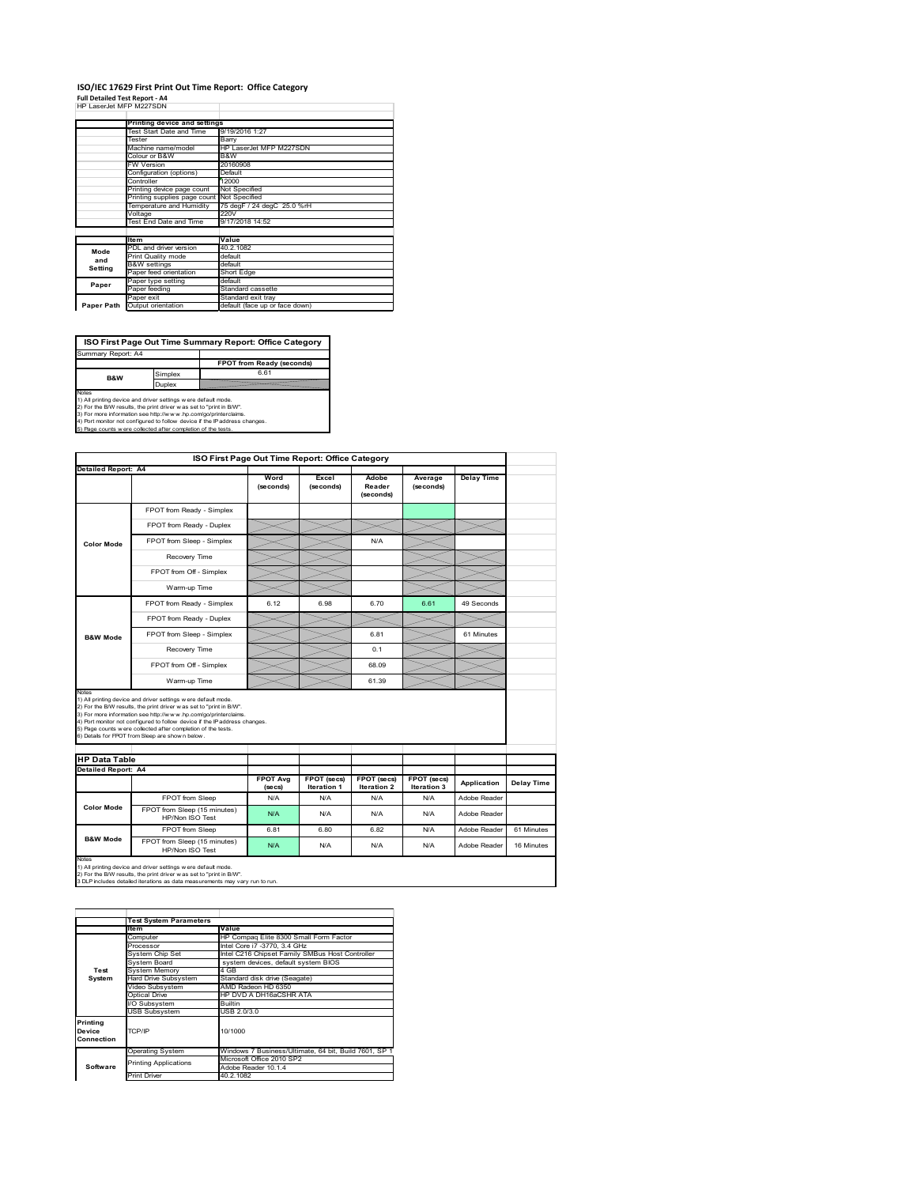# ISO/IEC 17629 First Print Out Time Report: Office Category

**Full Detailed Test Report - A4**

HP LaserJet MFP M227SDN

| | Printing device and settings | |
|---|---|---|
| | Test Start Date and Time | 9/19/2016 1:27 |
| | Tester | Barry |
| | Machine name/model | HP LaserJet MFP M227SDN |
| | Colour or B&W | B&W |
| | FW Version | 20160908 |
| | Configuration (options) | Default |
| | Controller | 12000 |
| | Printing device page count | Not Specified |
| | Printing supplies page count | Not Specified |
| | Temperature and Humidity | 75 degF / 24 degC 25.0 %rH |
| | Voltage | 220V |
| | Test End Date and Time | 9/17/2018 14:52 |

| | Item | Value |
|---|---|---|
| Mode and Setting | PDL and driver version | 40.2.1082 |
| | Print Quality mode | default |
| | B&W settings | default |
| | Paper feed orientation | Short Edge |
| Paper | Paper type setting | default |
| | Paper feeding | Standard cassette |
| Paper Path | Paper exit | Standard exit tray |
| | Output orientation | default (face up or face down) |

## ISO First Page Out Time Summary Report: Office Category

Summary Report: A4

| | | FPOT from Ready (seconds) |
|---|---|---|
| B&W | Simplex | 6.61 |
| | Duplex | |

Notes
1) All printing device and driver settings were default mode.
2) For the B/W results, the print driver was set to "print in B/W".
3) For more information see http://www.hp.com/go/printerclaims.
4) Port monitor not configured to follow device if the IP address changes.
5) Page counts were collected after completion of the tests.

## ISO First Page Out Time Report: Office Category

Detailed Report: A4

| | | Word (seconds) | Excel (seconds) | Adobe Reader (seconds) | Average (seconds) | Delay Time |
|---|---|---|---|---|---|---|
| Color Mode | FPOT from Ready - Simplex | | | | | |
| | FPOT from Ready - Duplex | | | | | |
| | FPOT from Sleep - Simplex | | | N/A | | |
| | Recovery Time | | | | | |
| | FPOT from Off - Simplex | | | | | |
| | Warm-up Time | | | | | |
| B&W Mode | FPOT from Ready - Simplex | 6.12 | 6.98 | 6.70 | 6.61 | 49 Seconds |
| | FPOT from Ready - Duplex | | | | | |
| | FPOT from Sleep - Simplex | | | 6.81 | | 61 Minutes |
| | Recovery Time | | | 0.1 | | |
| | FPOT from Off - Simplex | | | 68.09 | | |
| | Warm-up Time | | | 61.39 | | |

Notes
1) All printing device and driver settings were default mode.
2) For the B/W results, the print driver was set to "print in B/W".
3) For more information see http://www.hp.com/go/printerclaims.
4) Port monitor not configured to follow device if the IP address changes.
5) Page counts were collected after completion of the tests.
6) Details for FPOT from Sleep are shown below.

## HP Data Table

Detailed Report: A4

| | | FPOT Avg (secs) | FPOT (secs) Iteration 1 | FPOT (secs) Iteration 2 | FPOT (secs) Iteration 3 | Application | Delay Time |
|---|---|---|---|---|---|---|---|
| Color Mode | FPOT from Sleep | N/A | N/A | N/A | N/A | Adobe Reader | |
| | FPOT from Sleep (15 minutes) HP/Non ISO Test | N/A | N/A | N/A | N/A | Adobe Reader | |
| B&W Mode | FPOT from Sleep | 6.81 | 6.80 | 6.82 | N/A | Adobe Reader | 61 Minutes |
| | FPOT from Sleep (15 minutes) HP/Non ISO Test | N/A | N/A | N/A | N/A | Adobe Reader | 16 Minutes |

Notes
1) All printing device and driver settings were default mode.
2) For the B/W results, the print driver was set to "print in B/W".
3 DLP includes detailed iterations as data measurements may vary run to run.

| | Test System Parameters | |
|---|---|---|
| | Item | Value |
| Test System | Computer | HP Compaq Elite 8300 Small Form Factor |
| | Processor | Intel Core i7 -3770, 3.4 GHz |
| | System Chip Set | Intel C216 Chipset Family SMBus Host Controller |
| | System Board | system devices, default system BIOS |
| | System Memory | 4 GB |
| | Hard Drive Subsystem | Standard disk drive (Seagate) |
| | Video Subsystem | AMD Radeon HD 6350 |
| | Optical Drive | HP DVD A DH16aCSHR ATA |
| | I/O Subsystem | Builtin |
| | USB Subsystem | USB 2.0/3.0 |
| Printing Device Connection | TCP/IP | 10/1000 |
| Software | Operating System | Windows 7 Business/Ultimate, 64 bit, Build 7601, SP 1 |
| | Printing Applications | Microsoft Office 2010 SP2 |
| | | Adobe Reader 10.1.4 |
| | Print Driver | 40.2.1082 |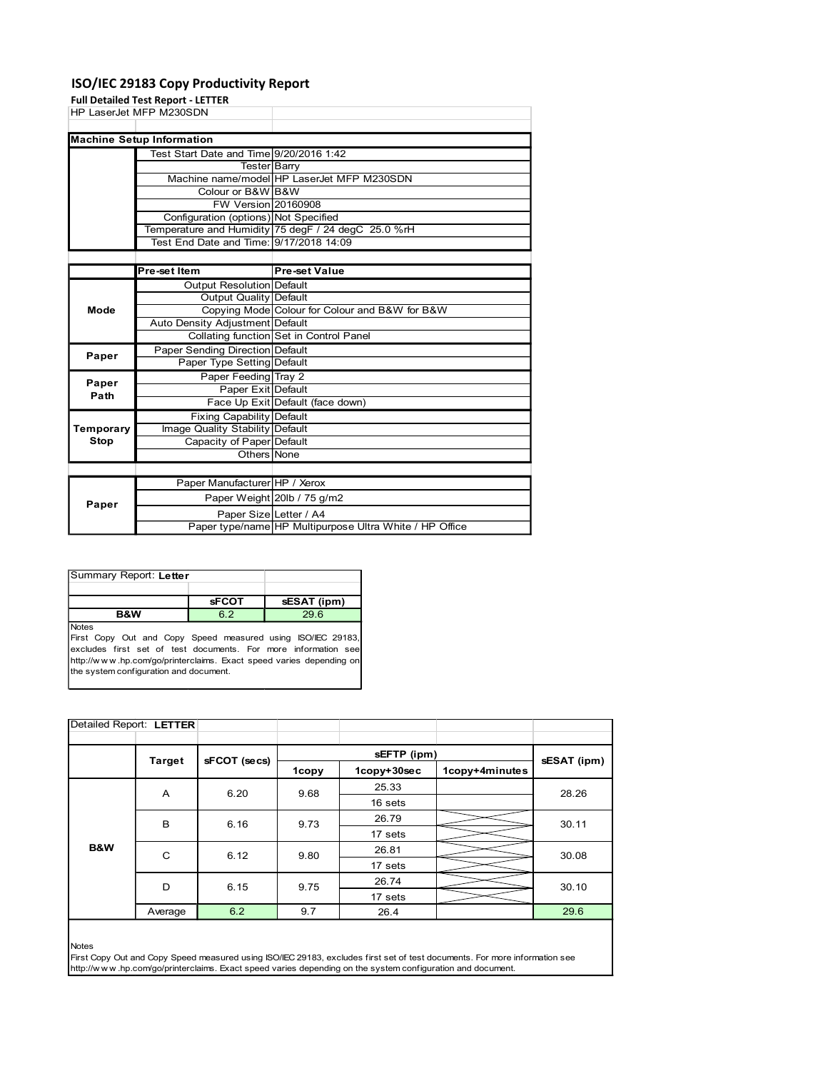# ISO/IEC 29183 Copy Productivity Report

**Full Detailed Test Report - LETTER**

HP LaserJet MFP M230SDN

| Machine Setup Information | | |
|---|---|---|
| | Test Start Date and Time | 9/20/2016 1:42 |
| | Tester | Barry |
| | Machine name/model | HP LaserJet MFP M230SDN |
| | Colour or B&W | B&W |
| | FW Version | 20160908 |
| | Configuration (options) | Not Specified |
| | Temperature and Humidity | 75 degF / 24 degC 25.0 %rH |
| | Test End Date and Time: | 9/17/2018 14:09 |

| | Pre-set Item | Pre-set Value |
|---|---|---|
| Mode | Output Resolution | Default |
| | Output Quality | Default |
| | Copying Mode | Colour for Colour and B&W for B&W |
| | Auto Density Adjustment | Default |
| | Collating function | Set in Control Panel |
| Paper | Paper Sending Direction | Default |
| | Paper Type Setting | Default |
| Paper Path | Paper Feeding | Tray 2 |
| | Paper Exit | Default |
| | Face Up Exit | Default (face down) |
| Temporary Stop | Fixing Capability | Default |
| | Image Quality Stability | Default |
| | Capacity of Paper | Default |
| | Others | None |

| | | |
|---|---|---|
| Paper | Paper Manufacturer | HP / Xerox |
| | Paper Weight | 20lb / 75 g/m2 |
| | Paper Size | Letter / A4 |
| | Paper type/name | HP Multipurpose Ultra White / HP Office |

Summary Report: **Letter**

| | sFCOT | sESAT (ipm) |
|---|---|---|
| B&W | 6.2 | 29.6 |

Notes
First Copy Out and Copy Speed measured using ISO/IEC 29183, excludes first set of test documents. For more information see http://www.hp.com/go/printerclaims. Exact speed varies depending on the system configuration and document.

Detailed Report: **LETTER**

| | Target | sFCOT (secs) | sEFTP (ipm) 1copy | sEFTP (ipm) 1copy+30sec | sEFTP (ipm) 1copy+4minutes | sESAT (ipm) |
|---|---|---|---|---|---|---|
| B&W | A | 6.20 | 9.68 | 25.33 | | 28.26 |
| | | | | 16 sets | | |
| | B | 6.16 | 9.73 | 26.79 | | 30.11 |
| | | | | 17 sets | | |
| | C | 6.12 | 9.80 | 26.81 | | 30.08 |
| | | | | 17 sets | | |
| | D | 6.15 | 9.75 | 26.74 | | 30.10 |
| | | | | 17 sets | | |
| | Average | 6.2 | 9.7 | 26.4 | | 29.6 |

Notes
First Copy Out and Copy Speed measured using ISO/IEC 29183, excludes first set of test documents. For more information see http://www.hp.com/go/printerclaims. Exact speed varies depending on the system configuration and document.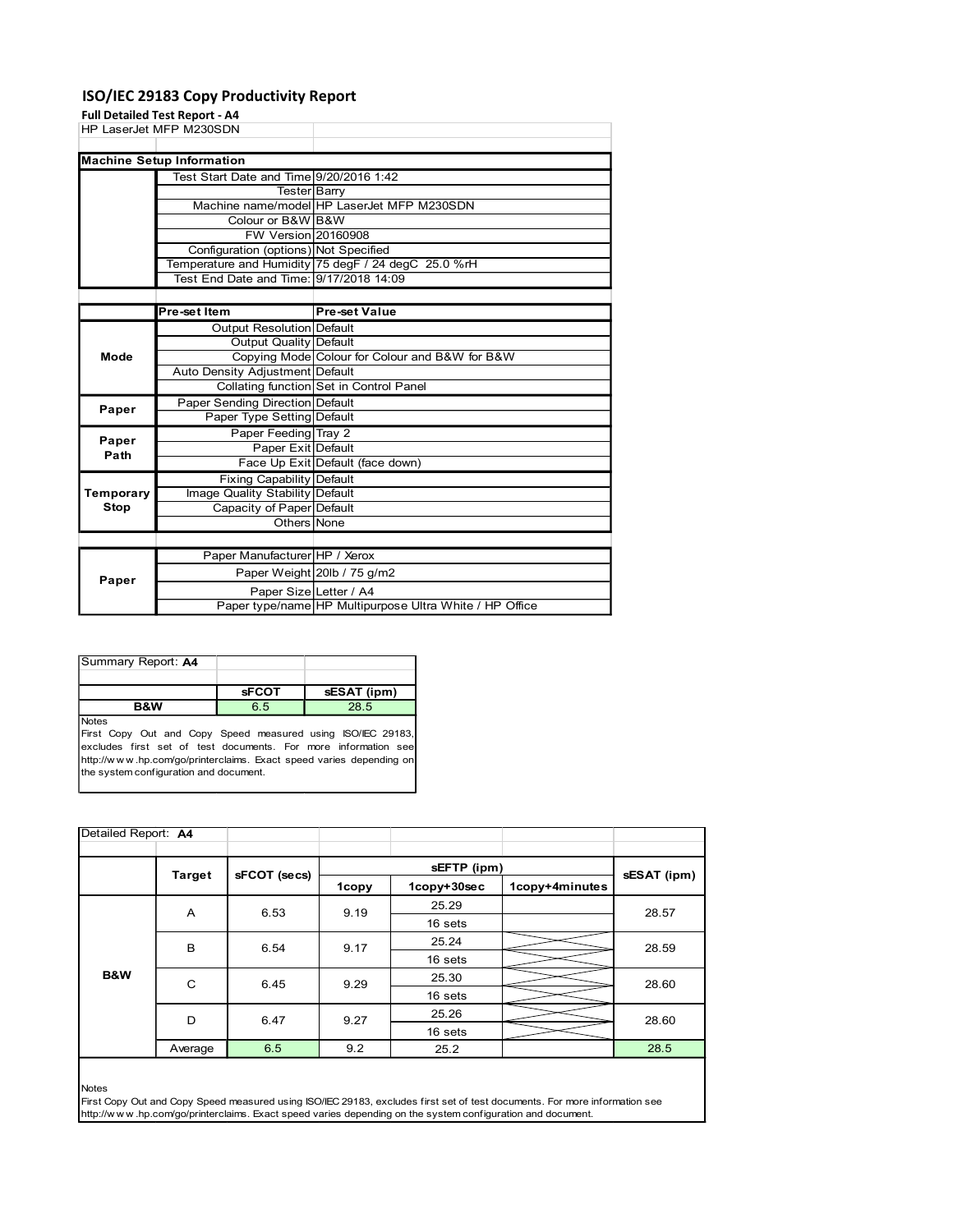# ISO/IEC 29183 Copy Productivity Report

**Full Detailed Test Report - A4**

HP LaserJet MFP M230SDN

| Machine Setup Information | | |
|---|---|---|
| | Test Start Date and Time | 9/20/2016 1:42 |
| | Tester | Barry |
| | Machine name/model | HP LaserJet MFP M230SDN |
| | Colour or B&W | B&W |
| | FW Version | 20160908 |
| | Configuration (options) | Not Specified |
| | Temperature and Humidity | 75 degF / 24 degC 25.0 %rH |
| | Test End Date and Time: | 9/17/2018 14:09 |

| | Pre-set Item | Pre-set Value |
|---|---|---|
| Mode | Output Resolution | Default |
| | Output Quality | Default |
| | Copying Mode | Colour for Colour and B&W for B&W |
| | Auto Density Adjustment | Default |
| | Collating function | Set in Control Panel |
| Paper | Paper Sending Direction | Default |
| | Paper Type Setting | Default |
| Paper Path | Paper Feeding | Tray 2 |
| | Paper Exit | Default |
| | Face Up Exit | Default (face down) |
| Temporary Stop | Fixing Capability | Default |
| | Image Quality Stability | Default |
| | Capacity of Paper | Default |
| | Others | None |

| | | |
|---|---|---|
| Paper | Paper Manufacturer | HP / Xerox |
| | Paper Weight | 20lb / 75 g/m2 |
| | Paper Size | Letter / A4 |
| | Paper type/name | HP Multipurpose Ultra White / HP Office |

Summary Report: **A4**

| | sFCOT | sESAT (ipm) |
|---|---|---|
| B&W | 6.5 | 28.5 |

Notes
First Copy Out and Copy Speed measured using ISO/IEC 29183, excludes first set of test documents. For more information see http://www.hp.com/go/printerclaims. Exact speed varies depending on the system configuration and document.

Detailed Report: **A4**

| | Target | sFCOT (secs) | sEFTP (ipm) 1copy | sEFTP (ipm) 1copy+30sec | sEFTP (ipm) 1copy+4minutes | sESAT (ipm) |
|---|---|---|---|---|---|---|
| B&W | A | 6.53 | 9.19 | 25.29 / 16 sets | | 28.57 |
| | B | 6.54 | 9.17 | 25.24 / 16 sets | | 28.59 |
| | C | 6.45 | 9.29 | 25.30 / 16 sets | | 28.60 |
| | D | 6.47 | 9.27 | 25.26 / 16 sets | | 28.60 |
| | Average | 6.5 | 9.2 | 25.2 | | 28.5 |

Notes
First Copy Out and Copy Speed measured using ISO/IEC 29183, excludes first set of test documents. For more information see http://www.hp.com/go/printerclaims. Exact speed varies depending on the system configuration and document.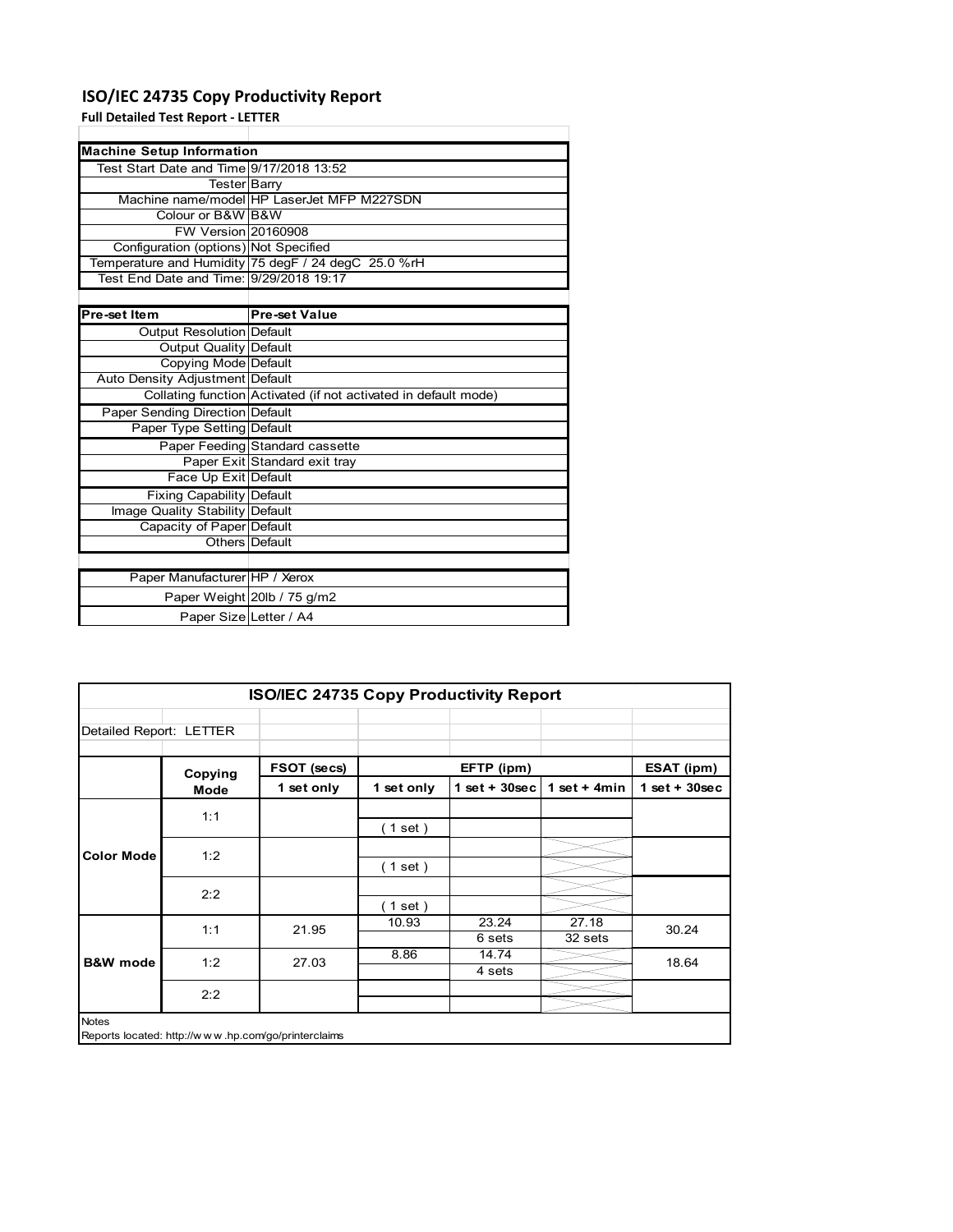# ISO/IEC 24735 Copy Productivity Report

**Full Detailed Test Report - LETTER**

| Machine Setup Information | |
|---|---|
| Test Start Date and Time | 9/17/2018 13:52 |
| Tester | Barry |
| Machine name/model | HP LaserJet MFP M227SDN |
| Colour or B&W | B&W |
| FW Version | 20160908 |
| Configuration (options) | Not Specified |
| Temperature and Humidity | 75 degF / 24 degC 25.0 %rH |
| Test End Date and Time: | 9/29/2018 19:17 |

| Pre-set Item | Pre-set Value |
|---|---|
| Output Resolution | Default |
| Output Quality | Default |
| Copying Mode | Default |
| Auto Density Adjustment | Default |
| Collating function | Activated (if not activated in default mode) |
| Paper Sending Direction | Default |
| Paper Type Setting | Default |
| Paper Feeding | Standard cassette |
| Paper Exit | Standard exit tray |
| Face Up Exit | Default |
| Fixing Capability | Default |
| Image Quality Stability | Default |
| Capacity of Paper | Default |
| Others | Default |

| | |
|---|---|
| Paper Manufacturer | HP / Xerox |
| Paper Weight | 20lb / 75 g/m2 |
| Paper Size | Letter / A4 |

**ISO/IEC 24735 Copy Productivity Report**

Detailed Report: LETTER

| | Copying Mode | FSOT (secs) | EFTP (ipm) | | | ESAT (ipm) |
|---|---|---|---|---|---|---|
| | | 1 set only | 1 set only | 1 set + 30sec | 1 set + 4min | 1 set + 30sec |
| Color Mode | 1:1 | | ( 1 set ) | | | |
| | 1:2 | | ( 1 set ) | | | |
| | 2:2 | | ( 1 set ) | | | |
| B&W mode | 1:1 | 21.95 | 10.93 | 23.24<br>6 sets | 27.18<br>32 sets | 30.24 |
| | 1:2 | 27.03 | 8.86 | 14.74<br>4 sets | | 18.64 |
| | 2:2 | | | | | |

Notes

Reports located: http://www.hp.com/go/printerclaims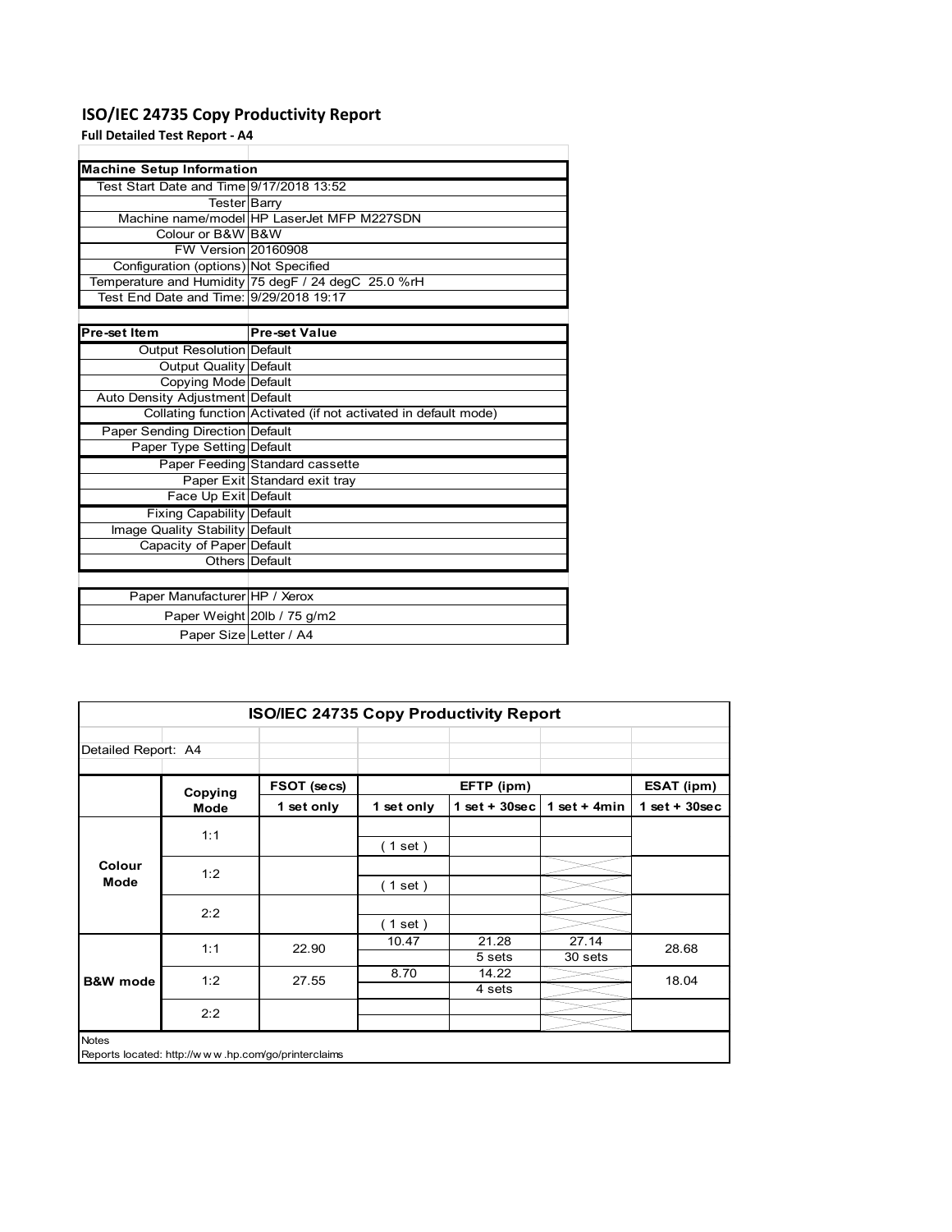# ISO/IEC 24735 Copy Productivity Report

**Full Detailed Test Report - A4**

| Machine Setup Information | |
|---|---|
| Test Start Date and Time | 9/17/2018 13:52 |
| Tester | Barry |
| Machine name/model | HP LaserJet MFP M227SDN |
| Colour or B&W | B&W |
| FW Version | 20160908 |
| Configuration (options) | Not Specified |
| Temperature and Humidity | 75 degF / 24 degC 25.0 %rH |
| Test End Date and Time: | 9/29/2018 19:17 |

| Pre-set Item | Pre-set Value |
|---|---|
| Output Resolution | Default |
| Output Quality | Default |
| Copying Mode | Default |
| Auto Density Adjustment | Default |
| Collating function | Activated (if not activated in default mode) |
| Paper Sending Direction | Default |
| Paper Type Setting | Default |
| Paper Feeding | Standard cassette |
| Paper Exit | Standard exit tray |
| Face Up Exit | Default |
| Fixing Capability | Default |
| Image Quality Stability | Default |
| Capacity of Paper | Default |
| Others | Default |

| | |
|---|---|
| Paper Manufacturer | HP / Xerox |
| Paper Weight | 20lb / 75 g/m2 |
| Paper Size | Letter / A4 |

## ISO/IEC 24735 Copy Productivity Report

Detailed Report: A4

| | Copying Mode | FSOT (secs) | EFTP (ipm) | | | ESAT (ipm) |
|---|---|---|---|---|---|---|
| | | 1 set only | 1 set only | 1 set + 30sec | 1 set + 4min | 1 set + 30sec |
| Colour Mode | 1:1 | | ( 1 set ) | | | |
| | 1:2 | | ( 1 set ) | | | |
| | 2:2 | | ( 1 set ) | | | |
| B&W mode | 1:1 | 22.90 | 10.47 | 21.28<br>5 sets | 27.14<br>30 sets | 28.68 |
| | 1:2 | 27.55 | 8.70 | 14.22<br>4 sets | | 18.04 |
| | 2:2 | | | | | |

Notes

Reports located: http://www.hp.com/go/printerclaims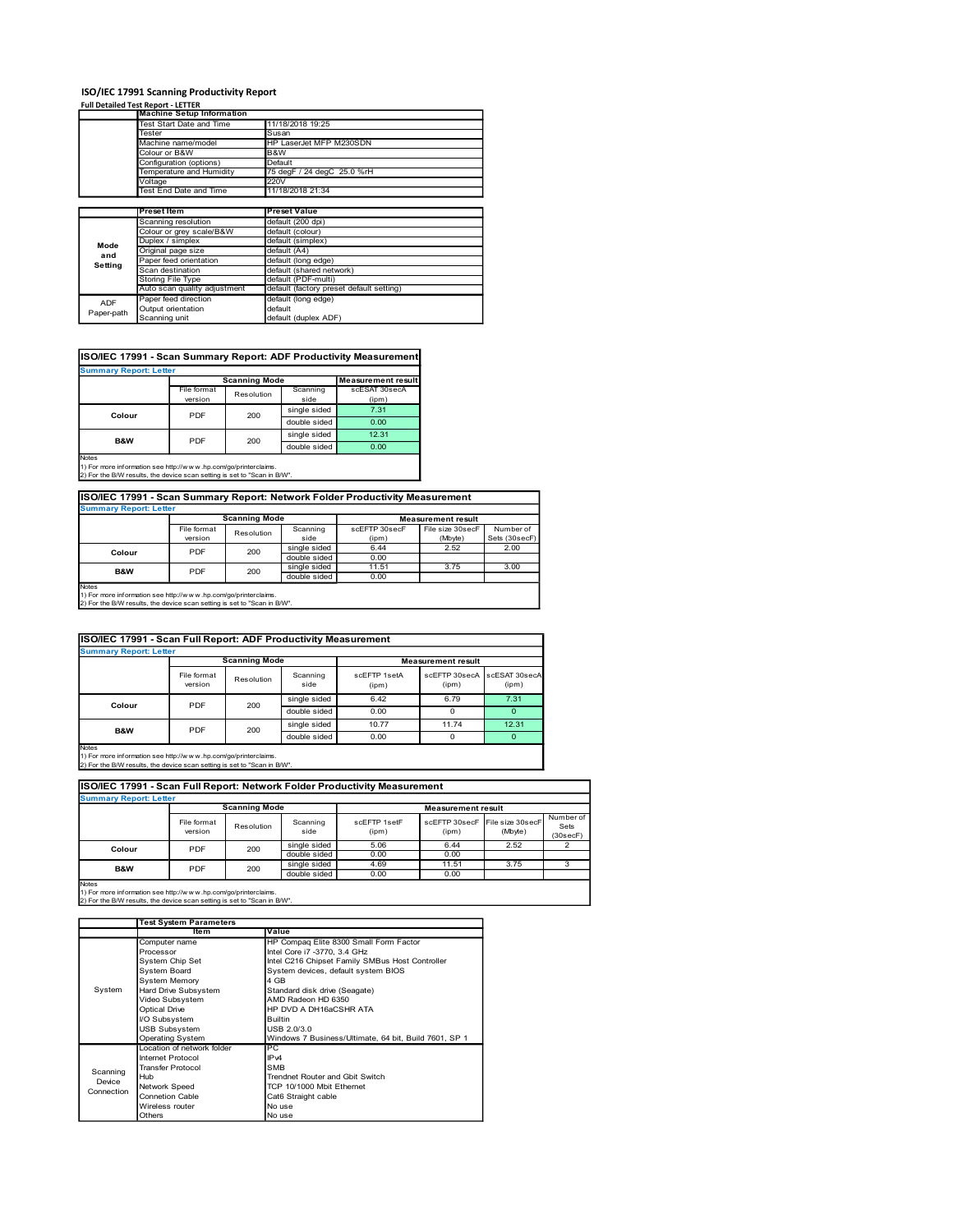# ISO/IEC 17991 Scanning Productivity Report

**Full Detailed Test Report - LETTER**

| | Machine Setup Information | |
|---|---|---|
| | Test Start Date and Time | 11/18/2018 19:25 |
| | Tester | Susan |
| | Machine name/model | HP LaserJet MFP M230SDN |
| | Colour or B&W | B&W |
| | Configuration (options) | Default |
| | Temperature and Humidity | 75 degF / 24 degC 25.0 %rH |
| | Voltage | 220V |
| | Test End Date and Time | 11/18/2018 21:34 |

| | Preset Item | Preset Value |
|---|---|---|
| Mode and Setting | Scanning resolution | default (200 dpi) |
| | Colour or grey scale/B&W | default (colour) |
| | Duplex / simplex | default (simplex) |
| | Original page size | default (A4) |
| | Paper feed orientation | default (long edge) |
| | Scan destination | default (shared network) |
| | Storing File Type | default (PDF-multi) |
| | Auto scan quality adjustment | default (factory preset default setting) |
| ADF Paper-path | Paper feed direction | default (long edge) |
| | Output orientation | default |
| | Scanning unit | default (duplex ADF) |

## ISO/IEC 17991 - Scan Summary Report: ADF Productivity Measurement

**Summary Report: Letter**

| | Scanning Mode | | | Measurement result |
|---|---|---|---|---|
| | File format version | Resolution | Scanning side | scESAT 30secA (ipm) |
| Colour | PDF | 200 | single sided | 7.31 |
| | | | double sided | 0.00 |
| B&W | PDF | 200 | single sided | 12.31 |
| | | | double sided | 0.00 |

Notes
1) For more information see http://www.hp.com/go/printerclaims.
2) For the B/W results, the device scan setting is set to "Scan in B/W".

## ISO/IEC 17991 - Scan Summary Report: Network Folder Productivity Measurement

**Summary Report: Letter**

| | Scanning Mode | | | Measurement result | | |
|---|---|---|---|---|---|---|
| | File format version | Resolution | Scanning side | scEFTP 30secF (ipm) | File size 30secF (Mbyte) | Number of Sets (30secF) |
| Colour | PDF | 200 | single sided | 6.44 | 2.52 | 2.00 |
| | | | double sided | 0.00 | | |
| B&W | PDF | 200 | single sided | 11.51 | 3.75 | 3.00 |
| | | | double sided | 0.00 | | |

Notes
1) For more information see http://www.hp.com/go/printerclaims.
2) For the B/W results, the device scan setting is set to "Scan in B/W".

## ISO/IEC 17991 - Scan Full Report: ADF Productivity Measurement

**Summary Report: Letter**

| | Scanning Mode | | | Measurement result | | |
|---|---|---|---|---|---|---|
| | File format version | Resolution | Scanning side | scEFTP 1setA (ipm) | scEFTP 30secA (ipm) | scESAT 30secA (ipm) |
| Colour | PDF | 200 | single sided | 6.42 | 6.79 | 7.31 |
| | | | double sided | 0.00 | 0 | 0 |
| B&W | PDF | 200 | single sided | 10.77 | 11.74 | 12.31 |
| | | | double sided | 0.00 | 0 | 0 |

Notes
1) For more information see http://www.hp.com/go/printerclaims.
2) For the B/W results, the device scan setting is set to "Scan in B/W".

## ISO/IEC 17991 - Scan Full Report: Network Folder Productivity Measurement

**Summary Report: Letter**

| | Scanning Mode | | | Measurement result | | | |
|---|---|---|---|---|---|---|---|
| | File format version | Resolution | Scanning side | scEFTP 1setF (ipm) | scEFTP 30secF (ipm) | File size 30secF (Mbyte) | Number of Sets (30secF) |
| Colour | PDF | 200 | single sided | 5.06 | 6.44 | 2.52 | 2 |
| | | | double sided | 0.00 | 0.00 | | |
| B&W | PDF | 200 | single sided | 4.69 | 11.51 | 3.75 | 3 |
| | | | double sided | 0.00 | 0.00 | | |

Notes
1) For more information see http://www.hp.com/go/printerclaims.
2) For the B/W results, the device scan setting is set to "Scan in B/W".

| | Test System Parameters | |
|---|---|---|
| | Item | Value |
| System | Computer name | HP Compaq Elite 8300 Small Form Factor |
| | Processor | Intel Core i7 -3770, 3.4 GHz |
| | System Chip Set | Intel C216 Chipset Family SMBus Host Controller |
| | System Board | System devices, default system BIOS |
| | System Memory | 4 GB |
| | Hard Drive Subsystem | Standard disk drive (Seagate) |
| | Video Subsystem | AMD Radeon HD 6350 |
| | Optical Drive | HP DVD A DH16aCSHR ATA |
| | I/O Subsystem | Builtin |
| | USB Subsystem | USB 2.0/3.0 |
| | Operating System | Windows 7 Business/Ultimate, 64 bit, Build 7601, SP 1 |
| Scanning Device Connection | Location of network folder | PC |
| | Internet Protocol | IPv4 |
| | Transfer Protocol | SMB |
| | Hub | Trendnet Router and Gbit Switch |
| | Network Speed | TCP 10/1000 Mbit Ethernet |
| | Connetion Cable | Cat6 Straight cable |
| | Wireless router | No use |
| | Others | No use |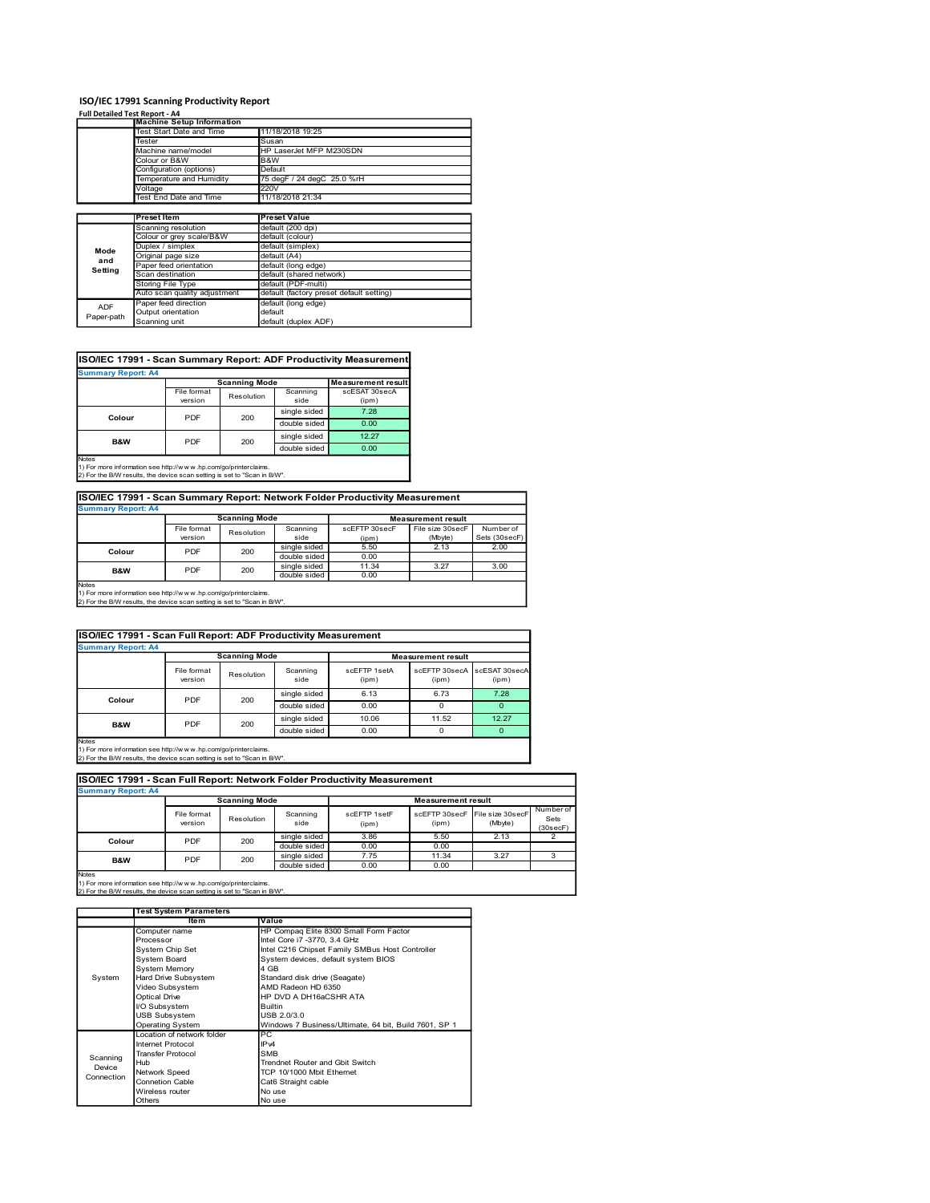## ISO/IEC 17991 Scanning Productivity Report

**Full Detailed Test Report - A4**

| | Machine Setup Information | |
|---|---|---|
| | Test Start Date and Time | 11/18/2018 19:25 |
| | Tester | Susan |
| | Machine name/model | HP LaserJet MFP M230SDN |
| | Colour or B&W | B&W |
| | Configuration (options) | Default |
| | Temperature and Humidity | 75 degF / 24 degC 25.0 %rH |
| | Voltage | 220V |
| | Test End Date and Time | 11/18/2018 21:34 |

| | Preset Item | Preset Value |
|---|---|---|
| Mode and Setting | Scanning resolution | default (200 dpi) |
| | Colour or grey scale/B&W | default (colour) |
| | Duplex / simplex | default (simplex) |
| | Original page size | default (A4) |
| | Paper feed orientation | default (long edge) |
| | Scan destination | default (shared network) |
| | Storing File Type | default (PDF-multi) |
| | Auto scan quality adjustment | default (factory preset default setting) |
| ADF Paper-path | Paper feed direction | default (long edge) |
| | Output orientation | default |
| | Scanning unit | default (duplex ADF) |

### ISO/IEC 17991 - Scan Summary Report: ADF Productivity Measurement

**Summary Report: A4**

| | Scanning Mode | | | Measurement result |
|---|---|---|---|---|
| | File format version | Resolution | Scanning side | scESAT 30secA (ipm) |
| Colour | PDF | 200 | single sided | 7.28 |
| | | | double sided | 0.00 |
| B&W | PDF | 200 | single sided | 12.27 |
| | | | double sided | 0.00 |

Notes
1) For more information see http://w w w .hp.com/go/printerclaims.
2) For the B/W results, the device scan setting is set to "Scan in B/W".

### ISO/IEC 17991 - Scan Summary Report: Network Folder Productivity Measurement

**Summary Report: A4**

| | Scanning Mode | | | Measurement result | | |
|---|---|---|---|---|---|---|
| | File format version | Resolution | Scanning side | scEFTP 30secF (ipm) | File size 30secF (Mbyte) | Number of Sets (30secF) |
| Colour | PDF | 200 | single sided | 5.50 | 2.13 | 2.00 |
| | | | double sided | 0.00 | | |
| B&W | PDF | 200 | single sided | 11.34 | 3.27 | 3.00 |
| | | | double sided | 0.00 | | |

Notes
1) For more information see http://w w w .hp.com/go/printerclaims.
2) For the B/W results, the device scan setting is set to "Scan in B/W".

### ISO/IEC 17991 - Scan Full Report: ADF Productivity Measurement

**Summary Report: A4**

| | Scanning Mode | | | Measurement result | | |
|---|---|---|---|---|---|---|
| | File format version | Resolution | Scanning side | scEFTP 1setA (ipm) | scEFTP 30secA (ipm) | scESAT 30secA (ipm) |
| Colour | PDF | 200 | single sided | 6.13 | 6.73 | 7.28 |
| | | | double sided | 0.00 | 0 | 0 |
| B&W | PDF | 200 | single sided | 10.06 | 11.52 | 12.27 |
| | | | double sided | 0.00 | 0 | 0 |

Notes
1) For more information see http://w w w .hp.com/go/printerclaims.
2) For the B/W results, the device scan setting is set to "Scan in B/W".

### ISO/IEC 17991 - Scan Full Report: Network Folder Productivity Measurement

**Summary Report: A4**

| | Scanning Mode | | | Measurement result | | | |
|---|---|---|---|---|---|---|---|
| | File format version | Resolution | Scanning side | scEFTP 1setF (ipm) | scEFTP 30secF (ipm) | File size 30secF (Mbyte) | Number of Sets (30secF) |
| Colour | PDF | 200 | single sided | 3.86 | 5.50 | 2.13 | 2 |
| | | | double sided | 0.00 | 0.00 | | |
| B&W | PDF | 200 | single sided | 7.75 | 11.34 | 3.27 | 3 |
| | | | double sided | 0.00 | 0.00 | | |

Notes
1) For more information see http://w w w .hp.com/go/printerclaims.
2) For the B/W results, the device scan setting is set to "Scan in B/W".

| | Test System Parameters | |
|---|---|---|
| | Item | Value |
| System | Computer name | HP Compaq Elite 8300 Small Form Factor |
| | Processor | Intel Core i7 -3770, 3.4 GHz |
| | System Chip Set | Intel C216 Chipset Family SMBus Host Controller |
| | System Board | System devices, default system BIOS |
| | System Memory | 4 GB |
| | Hard Drive Subsystem | Standard disk drive (Seagate) |
| | Video Subsystem | AMD Radeon HD 6350 |
| | Optical Drive | HP DVD A DH16aCSHR ATA |
| | I/O Subsystem | Builtin |
| | USB Subsystem | USB 2.0/3.0 |
| | Operating System | Windows 7 Business/Ultimate, 64 bit, Build 7601, SP 1 |
| Scanning Device Connection | Location of network folder | PC |
| | Internet Protocol | IPv4 |
| | Transfer Protocol | SMB |
| | Hub | Trendnet Router and Gbit Switch |
| | Network Speed | TCP 10/1000 Mbit Ethernet |
| | Connetion Cable | Cat6 Straight cable |
| | Wireless router | No use |
| | Others | No use |